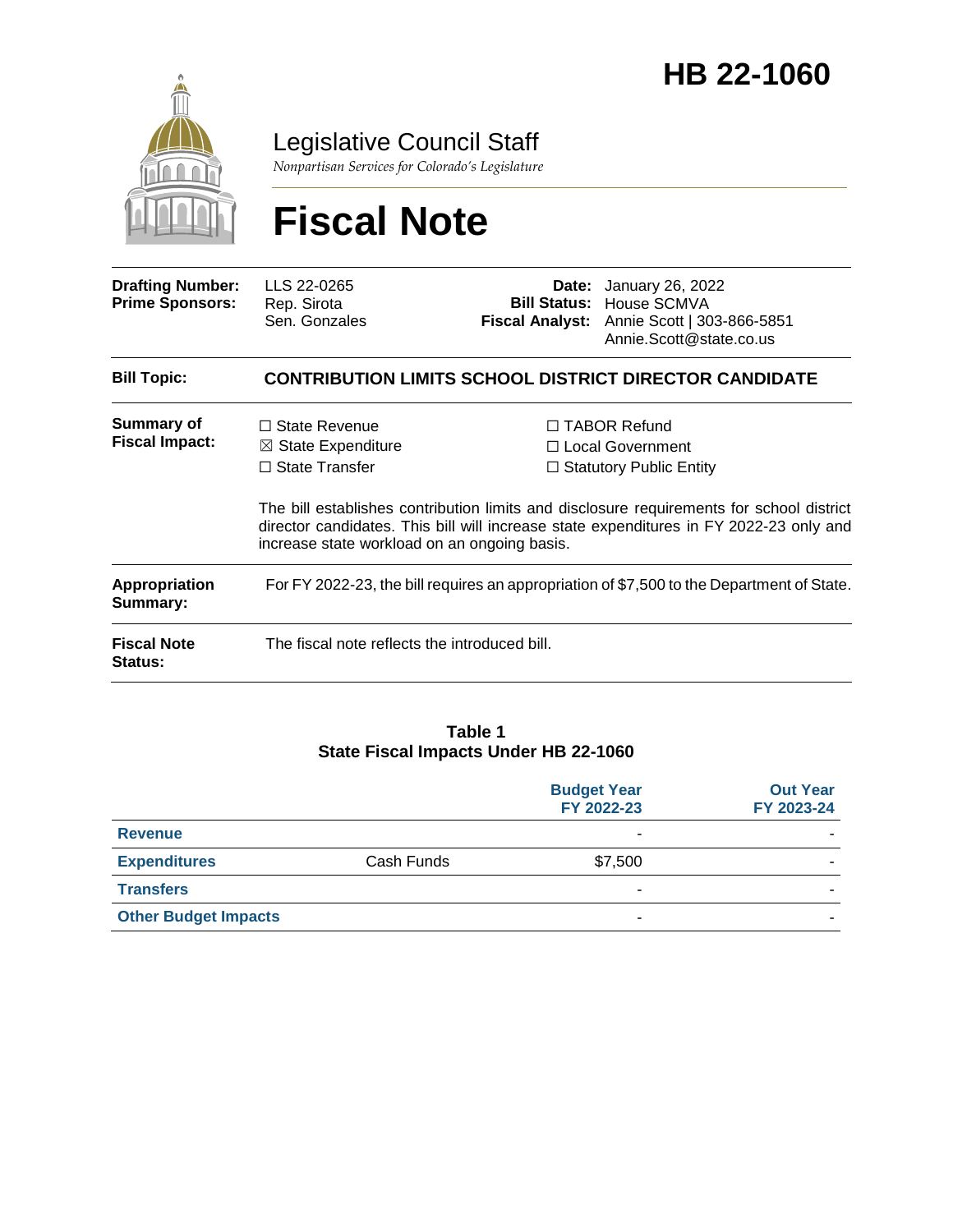# HB 22-1060

Legislative Council Staff

*Nonpartisan Services for Colorado's Legislature*

# Fiscal Note

| | | | |
|---|---|---|---|
| **Drafting Number:** | LLS 22-0265 | **Date:** | January 26, 2022 |
| **Prime Sponsors:** | Rep. Sirota<br>Sen. Gonzales | **Bill Status:** | House SCMVA |
| | | **Fiscal Analyst:** | Annie Scott \| 303-866-5851<br>Annie.Scott@state.co.us |

**Bill Topic:** **CONTRIBUTION LIMITS SCHOOL DISTRICT DIRECTOR CANDIDATE**

**Summary of Fiscal Impact:**

☐ State Revenue
☒ State Expenditure
☐ State Transfer
☐ TABOR Refund
☐ Local Government
☐ Statutory Public Entity

The bill establishes contribution limits and disclosure requirements for school district director candidates. This bill will increase state expenditures in FY 2022-23 only and increase state workload on an ongoing basis.

**Appropriation Summary:** For FY 2022-23, the bill requires an appropriation of $7,500 to the Department of State.

**Fiscal Note Status:** The fiscal note reflects the introduced bill.

**Table 1**
**State Fiscal Impacts Under HB 22-1060**

| | | Budget Year FY 2022-23 | Out Year FY 2023-24 |
|---|---|---|---|
| **Revenue** | | - | - |
| **Expenditures** | Cash Funds | $7,500 | - |
| **Transfers** | | - | - |
| **Other Budget Impacts** | | - | - |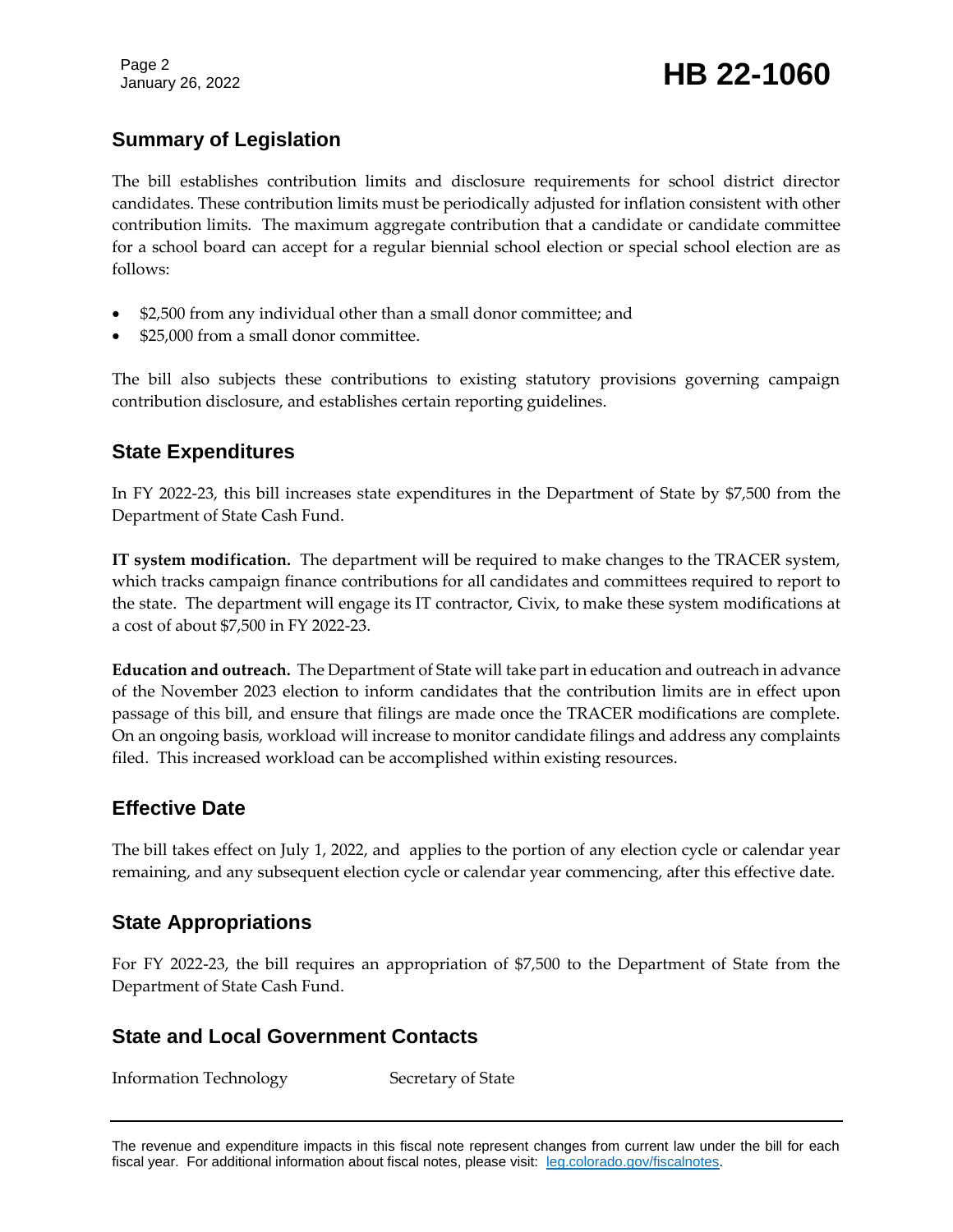## Summary of Legislation

The bill establishes contribution limits and disclosure requirements for school district director candidates. These contribution limits must be periodically adjusted for inflation consistent with other contribution limits. The maximum aggregate contribution that a candidate or candidate committee for a school board can accept for a regular biennial school election or special school election are as follows:

- $2,500 from any individual other than a small donor committee; and
- $25,000 from a small donor committee.

The bill also subjects these contributions to existing statutory provisions governing campaign contribution disclosure, and establishes certain reporting guidelines.

## State Expenditures

In FY 2022-23, this bill increases state expenditures in the Department of State by $7,500 from the Department of State Cash Fund.

**IT system modification.** The department will be required to make changes to the TRACER system, which tracks campaign finance contributions for all candidates and committees required to report to the state. The department will engage its IT contractor, Civix, to make these system modifications at a cost of about $7,500 in FY 2022-23.

**Education and outreach.** The Department of State will take part in education and outreach in advance of the November 2023 election to inform candidates that the contribution limits are in effect upon passage of this bill, and ensure that filings are made once the TRACER modifications are complete. On an ongoing basis, workload will increase to monitor candidate filings and address any complaints filed. This increased workload can be accomplished within existing resources.

## Effective Date

The bill takes effect on July 1, 2022, and applies to the portion of any election cycle or calendar year remaining, and any subsequent election cycle or calendar year commencing, after this effective date.

## State Appropriations

For FY 2022-23, the bill requires an appropriation of $7,500 to the Department of State from the Department of State Cash Fund.

## State and Local Government Contacts

Information Technology Secretary of State

The revenue and expenditure impacts in this fiscal note represent changes from current law under the bill for each fiscal year. For additional information about fiscal notes, please visit: leg.colorado.gov/fiscalnotes.